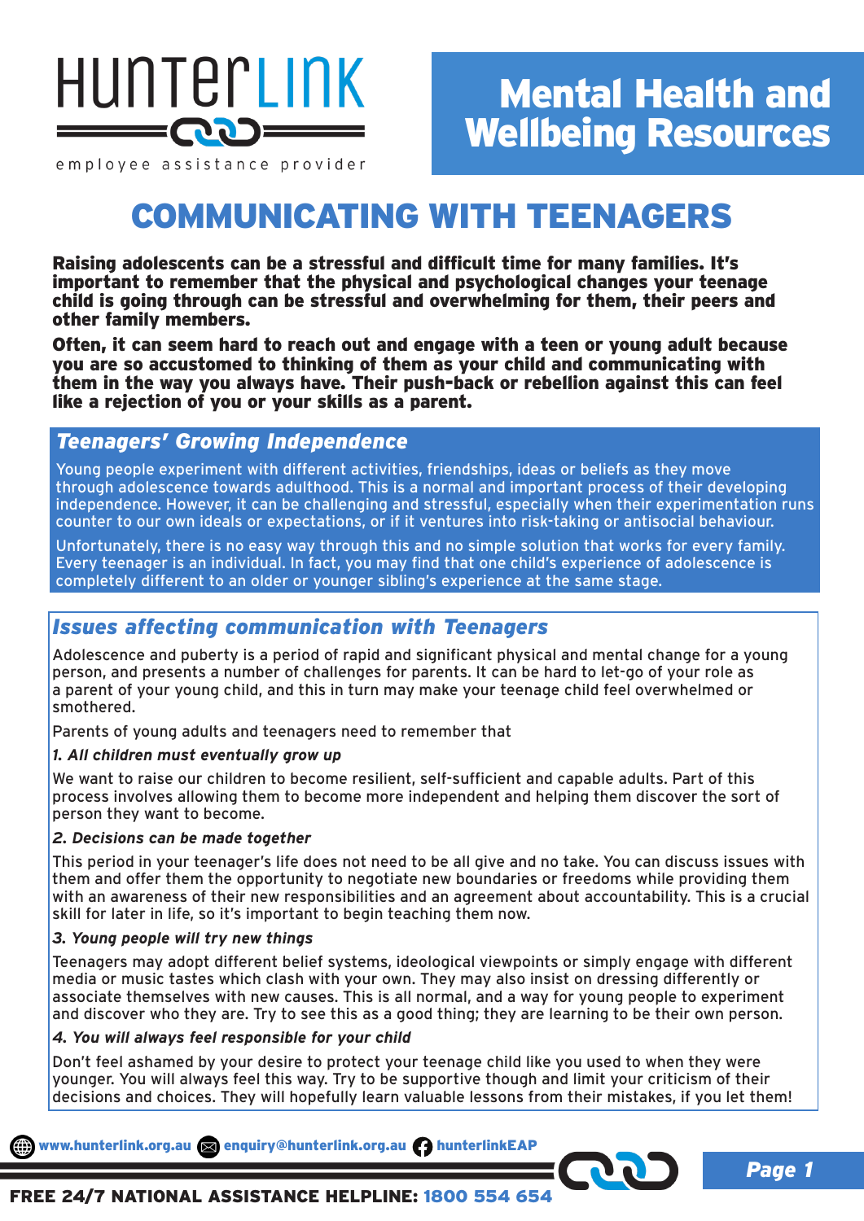HunterLink

employee assistance provider

# Mental Health and Wellbeing Resources

# COMMUNICATING WITH TEENAGERS

**Raising adolescents can be a stressful and difficult time for many families. It's important to remember that the physical and psychological changes your teenage child is going through can be stressful and overwhelming for them, their peers and other family members.**

**Often, it can seem hard to reach out and engage with a teen or young adult because you are so accustomed to thinking of them as your child and communicating with them in the way you always have. Their push-back or rebellion against this can feel like a rejection of you or your skills as a parent.**

## *Teenagers' Growing Independence*

Young people experiment with different activities, friendships, ideas or beliefs as they move through adolescence towards adulthood. This is a normal and important process of their developing independence. However, it can be challenging and stressful, especially when their experimentation runs counter to our own ideals or expectations, or if it ventures into risk-taking or antisocial behaviour.

Unfortunately, there is no easy way through this and no simple solution that works for every family. Every teenager is an individual. In fact, you may find that one child's experience of adolescence is completely different to an older or younger sibling's experience at the same stage.

## *Issues affecting communication with Teenagers*

Adolescence and puberty is a period of rapid and significant physical and mental change for a young person, and presents a number of challenges for parents. It can be hard to let-go of your role as a parent of your young child, and this in turn may make your teenage child feel overwhelmed or smothered.

Parents of young adults and teenagers need to remember that

***1. All children must eventually grow up***

We want to raise our children to become resilient, self-sufficient and capable adults. Part of this process involves allowing them to become more independent and helping them discover the sort of person they want to become.

***2. Decisions can be made together***

This period in your teenager's life does not need to be all give and no take. You can discuss issues with them and offer them the opportunity to negotiate new boundaries or freedoms while providing them with an awareness of their new responsibilities and an agreement about accountability. This is a crucial skill for later in life, so it's important to begin teaching them now.

***3. Young people will try new things***

Teenagers may adopt different belief systems, ideological viewpoints or simply engage with different media or music tastes which clash with your own. They may also insist on dressing differently or associate themselves with new causes. This is all normal, and a way for young people to experiment and discover who they are. Try to see this as a good thing; they are learning to be their own person.

***4. You will always feel responsible for your child***

Don't feel ashamed by your desire to protect your teenage child like you used to when they were younger. You will always feel this way. Try to be supportive though and limit your criticism of their decisions and choices. They will hopefully learn valuable lessons from their mistakes, if you let them!

www.hunterlink.org.au enquiry@hunterlink.org.au hunterlinkEAP

**FREE 24/7 NATIONAL ASSISTANCE HELPLINE: 1800 554 654**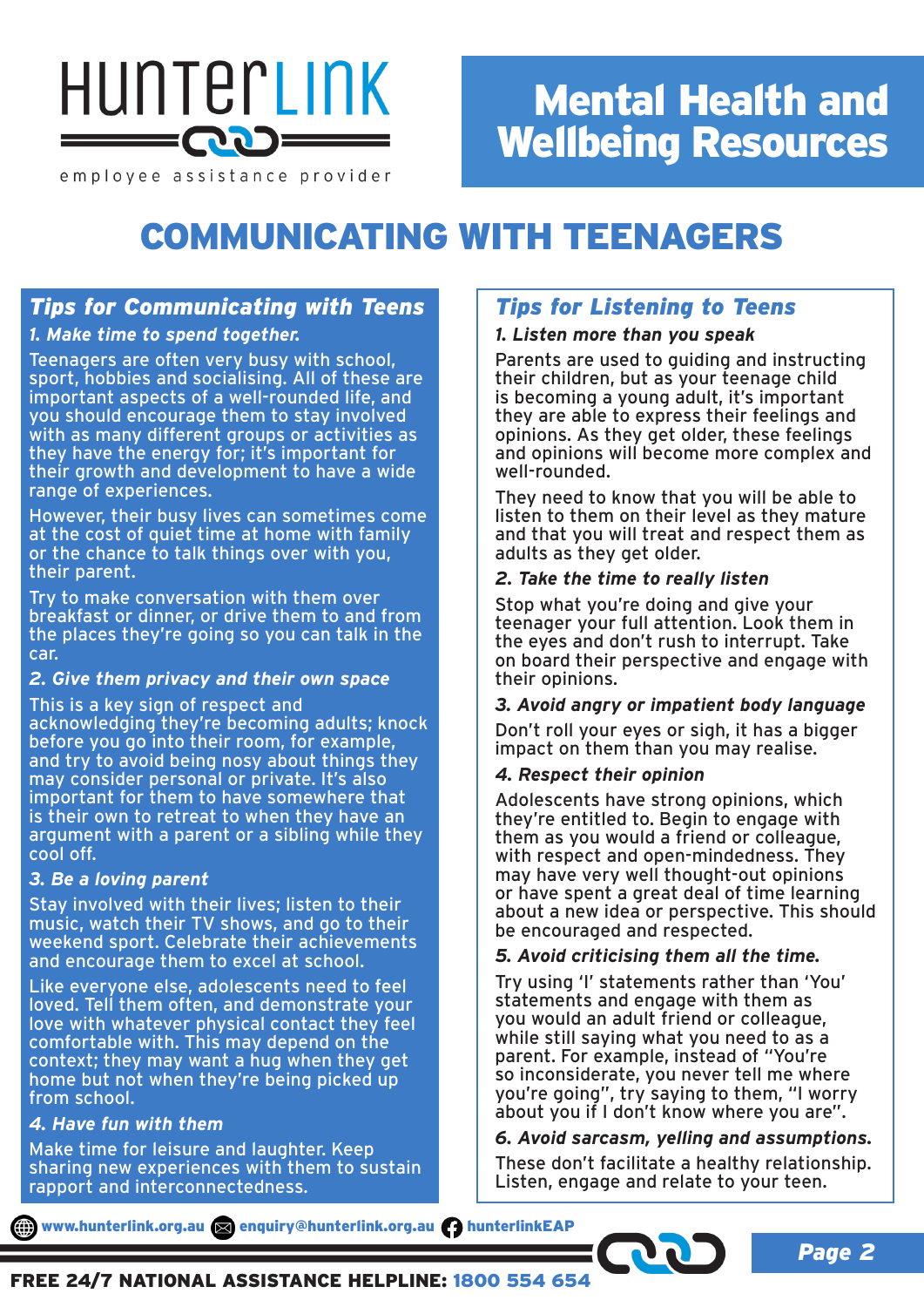# COMMUNICATING WITH TEENAGERS

## Tips for Communicating with Teens

### 1. Make time to spend together.

Teenagers are often very busy with school, sport, hobbies and socialising. All of these are important aspects of a well-rounded life, and you should encourage them to stay involved with as many different groups or activities as they have the energy for; it's important for their growth and development to have a wide range of experiences.

However, their busy lives can sometimes come at the cost of quiet time at home with family or the chance to talk things over with you, their parent.

Try to make conversation with them over breakfast or dinner, or drive them to and from the places they're going so you can talk in the car.

### 2. Give them privacy and their own space

This is a key sign of respect and acknowledging they're becoming adults; knock before you go into their room, for example, and try to avoid being nosy about things they may consider personal or private. It's also important for them to have somewhere that is their own to retreat to when they have an argument with a parent or a sibling while they cool off.

### 3. Be a loving parent

Stay involved with their lives; listen to their music, watch their TV shows, and go to their weekend sport. Celebrate their achievements and encourage them to excel at school.

Like everyone else, adolescents need to feel loved. Tell them often, and demonstrate your love with whatever physical contact they feel comfortable with. This may depend on the context; they may want a hug when they get home but not when they're being picked up from school.

### 4. Have fun with them

Make time for leisure and laughter. Keep sharing new experiences with them to sustain rapport and interconnectedness.

## Tips for Listening to Teens

### 1. Listen more than you speak

Parents are used to guiding and instructing their children, but as your teenage child is becoming a young adult, it's important they are able to express their feelings and opinions. As they get older, these feelings and opinions will become more complex and well-rounded.

They need to know that you will be able to listen to them on their level as they mature and that you will treat and respect them as adults as they get older.

### 2. Take the time to really listen

Stop what you're doing and give your teenager your full attention. Look them in the eyes and don't rush to interrupt. Take on board their perspective and engage with their opinions.

### 3. Avoid angry or impatient body language

Don't roll your eyes or sigh, it has a bigger impact on them than you may realise.

### 4. Respect their opinion

Adolescents have strong opinions, which they're entitled to. Begin to engage with them as you would a friend or colleague, with respect and open-mindedness. They may have very well thought-out opinions or have spent a great deal of time learning about a new idea or perspective. This should be encouraged and respected.

### 5. Avoid criticising them all the time.

Try using 'I' statements rather than 'You' statements and engage with them as you would an adult friend or colleague, while still saying what you need to as a parent. For example, instead of "You're so inconsiderate, you never tell me where you're going", try saying to them, "I worry about you if I don't know where you are".

### 6. Avoid sarcasm, yelling and assumptions.

These don't facilitate a healthy relationship. Listen, engage and relate to your teen.

www.hunterlink.org.au | enquiry@hunterlink.org.au | hunterlinkEAP

**FREE 24/7 NATIONAL ASSISTANCE HELPLINE: 1800 554 654**